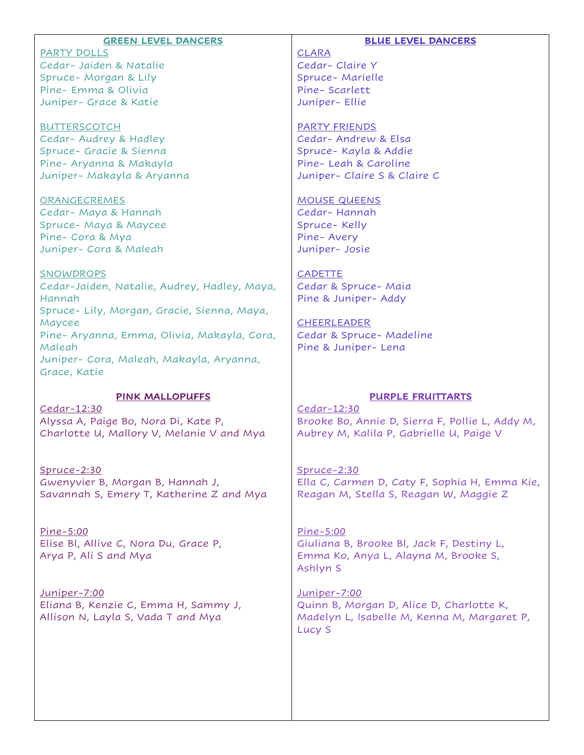## GREEN LEVEL DANCERS

PARTY DOLLS
Cedar- Jaiden & Natalie
Spruce- Morgan & Lily
Pine- Emma & Olivia
Juniper- Grace & Katie

BUTTERSCOTCH
Cedar- Audrey & Hadley
Spruce- Gracie & Sienna
Pine- Aryanna & Makayla
Juniper- Makayla & Aryanna

ORANGECREMES
Cedar- Maya & Hannah
Spruce- Maya & Maycee
Pine- Cora & Mya
Juniper- Cora & Maleah

SNOWDROPS
Cedar-Jaiden, Natalie, Audrey, Hadley, Maya, Hannah
Spruce- Lily, Morgan, Gracie, Sienna, Maya, Maycee
Pine- Aryanna, Emma, Olivia, Makayla, Cora, Maleah
Juniper- Cora, Maleah, Makayla, Aryanna, Grace, Katie

## PINK MALLOPUFFS

Cedar-12:30
Alyssa A, Paige Bo, Nora Di, Kate P, Charlotte U, Mallory V, Melanie V and Mya

Spruce-2:30
Gwenyvier B, Morgan B, Hannah J, Savannah S, Emery T, Katherine Z and Mya

Pine-5:00
Elise Bl, Allive C, Nora Du, Grace P, Arya P, Ali S and Mya

Juniper-7:00
Eliana B, Kenzie C, Emma H, Sammy J, Allison N, Layla S, Vada T and Mya

## BLUE LEVEL DANCERS

CLARA
Cedar- Claire Y
Spruce- Marielle
Pine- Scarlett
Juniper- Ellie

PARTY FRIENDS
Cedar- Andrew & Elsa
Spruce- Kayla & Addie
Pine- Leah & Caroline
Juniper- Claire S & Claire C

MOUSE QUEENS
Cedar- Hannah
Spruce- Kelly
Pine- Avery
Juniper- Josie

CADETTE
Cedar & Spruce- Maia
Pine & Juniper- Addy

CHEERLEADER
Cedar & Spruce- Madeline
Pine & Juniper- Lena

## PURPLE FRUITTARTS

Cedar-12:30
Brooke Bo, Annie D, Sierra F, Pollie L, Addy M, Aubrey M, Kalila P, Gabrielle U, Paige V

Spruce-2:30
Ella C, Carmen D, Caty F, Sophia H, Emma Kie, Reagan M, Stella S, Reagan W, Maggie Z

Pine-5:00
Giuliana B, Brooke Bl, Jack F, Destiny L, Emma Ko, Anya L, Alayna M, Brooke S, Ashlyn S

Juniper-7:00
Quinn B, Morgan D, Alice D, Charlotte K, Madelyn L, Isabelle M, Kenna M, Margaret P, Lucy S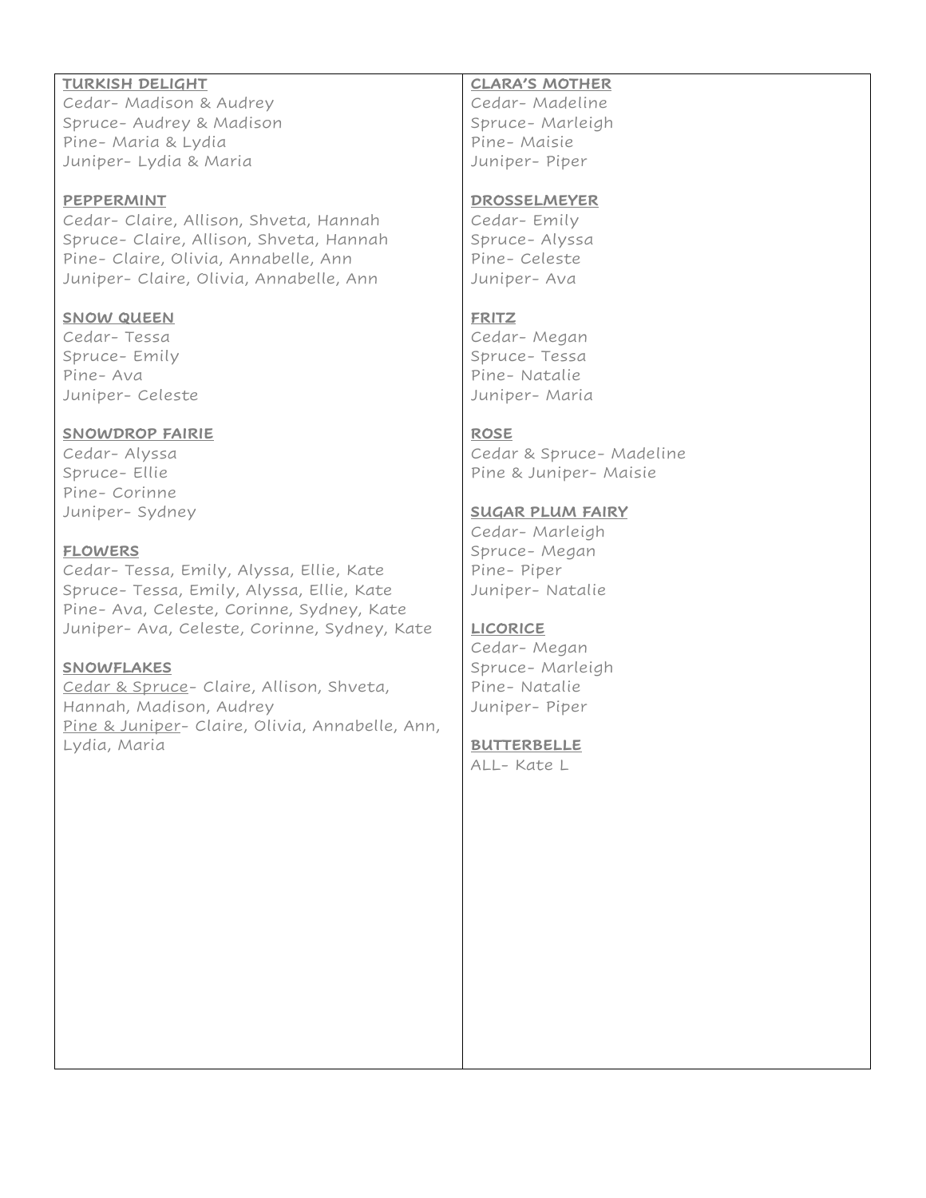**TURKISH DELIGHT**
Cedar- Madison & Audrey
Spruce- Audrey & Madison
Pine- Maria & Lydia
Juniper- Lydia & Maria

**PEPPERMINT**
Cedar- Claire, Allison, Shveta, Hannah
Spruce- Claire, Allison, Shveta, Hannah
Pine- Claire, Olivia, Annabelle, Ann
Juniper- Claire, Olivia, Annabelle, Ann

**SNOW QUEEN**
Cedar- Tessa
Spruce- Emily
Pine- Ava
Juniper- Celeste

**SNOWDROP FAIRIE**
Cedar- Alyssa
Spruce- Ellie
Pine- Corinne
Juniper- Sydney

**FLOWERS**
Cedar- Tessa, Emily, Alyssa, Ellie, Kate
Spruce- Tessa, Emily, Alyssa, Ellie, Kate
Pine- Ava, Celeste, Corinne, Sydney, Kate
Juniper- Ava, Celeste, Corinne, Sydney, Kate

**SNOWFLAKES**
Cedar & Spruce- Claire, Allison, Shveta, Hannah, Madison, Audrey
Pine & Juniper- Claire, Olivia, Annabelle, Ann, Lydia, Maria

**CLARA'S MOTHER**
Cedar- Madeline
Spruce- Marleigh
Pine- Maisie
Juniper- Piper

**DROSSELMEYER**
Cedar- Emily
Spruce- Alyssa
Pine- Celeste
Juniper- Ava

**FRITZ**
Cedar- Megan
Spruce- Tessa
Pine- Natalie
Juniper- Maria

**ROSE**
Cedar & Spruce- Madeline
Pine & Juniper- Maisie

**SUGAR PLUM FAIRY**
Cedar- Marleigh
Spruce- Megan
Pine- Piper
Juniper- Natalie

**LICORICE**
Cedar- Megan
Spruce- Marleigh
Pine- Natalie
Juniper- Piper

**BUTTERBELLE**
ALL- Kate L